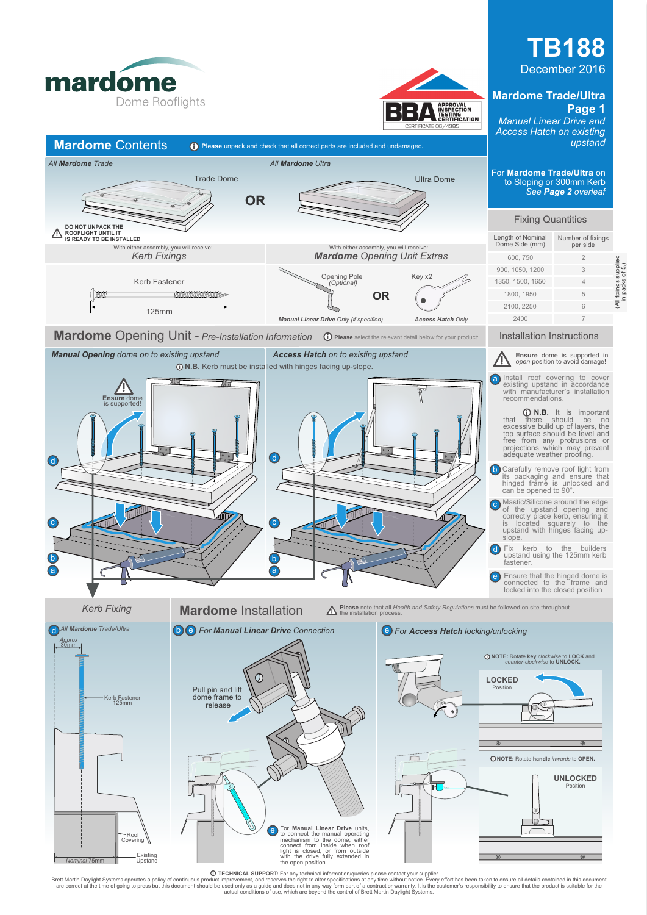mardome
Dome Rooflights

BBA APPROVAL INSPECTION TESTING CERTIFICATION
CERTIFICATE 06/4385

# TB188

December 2016

## Mardome Trade/Ultra Page 1

*Manual Linear Drive and Access Hatch on existing upstand*

For **Mardome Trade/Ultra** on to Sloping or 300mm Kerb *See* ***Page 2*** *overleaf*

## Mardome Contents

**Please** unpack and check that all correct parts are included and undamaged.

*All* ***Mardome*** *Trade*

Trade Dome

**OR**

*All* ***Mardome*** *Ultra*

Ultra Dome

DO NOT UNPACK THE ROOFLIGHT UNTIL IT IS READY TO BE INSTALLED

With either assembly, you will receive:
*Kerb Fixings*

Kerb Fastener

125mm

With either assembly, you will receive:
***Mardome*** *Opening Unit Extras*

Opening Pole *(Optional)*

*Manual Linear Drive Only (if specified)*

**OR**

Key x2

*Access Hatch Only*

## Fixing Quantities

| Length of Nominal Dome Side (mm) | Number of fixings per side |
|---|---|
| 600, 750 | 2 |
| 900, 1050, 1200 | 3 |
| 1350, 1500, 1650 | 4 |
| 1800, 1950 | 5 |
| 2100, 2250 | 6 |
| 2400 | 7 |

(All fixings supplied in packs of 5.)

## Mardome Opening Unit - *Pre-Installation Information*

**Please** select the relevant detail below for your product:

***Manual Opening*** *dome on to existing upstand*

***Access Hatch*** *on to existing upstand*

**N.B.** Kerb must be installed with hinges facing up-slope.

**Ensure** dome is supported!

## Installation Instructions

**Ensure** dome is supported in *open* position to avoid damage!

a. Install roof covering to cover existing upstand in accordance with manufacturer's installation recommendations.

**N.B.** It is important that there should be no excessive build up of layers, the top surface should be level and free from any protrusions or projections which may prevent adequate weather proofing.

b. Carefully remove roof light from its packaging and ensure that hinged frame is unlocked and can be opened to 90°.

c. Mastic/Silicone around the edge of the upstand opening and correctly place kerb, ensuring it is located squarely to the upstand with hinges facing up-slope.

d. Fix kerb to the builders upstand using the 125mm kerb fastener.

e. Ensure that the hinged dome is connected to the frame and locked into the closed position

## Kerb Fixing

d *All* ***Mardome*** *Trade/Ultra*

*Approx* 30mm

Kerb Fastener 125mm

Roof Covering

Existing Upstand

*Nominal 75mm*

## Mardome Installation

**Please** note that all *Health and Safety Regulations* must be followed on site throughout the installation process.

b e *For* ***Manual Linear Drive*** *Connection*

Pull pin and lift dome frame to release

e For **Manual Linear Drive** units, to connect the manual operating mechanism to the dome; either connect from inside when roof light is closed, or from outside with the drive fully extended in the open position.

e *For* ***Access Hatch*** *locking/unlocking*

**NOTE:** Rotate **key** *clockwise* to **LOCK** and *counter-clockwise* to **UNLOCK.**

**LOCKED** Position

**NOTE:** Rotate **handle** *inwards* to **OPEN.**

**UNLOCKED** Position

**TECHNICAL SUPPORT:** For any technical information/queries please contact your supplier.
Brett Martin Daylight Systems operates a policy of continuous product improvement, and reserves the right to alter specifications at any time without notice. Every effort has been taken to ensure all details contained in this document are correct at the time of going to press but this document should be used only as a guide and does not in any way form part of a contract or warranty. It is the customer's responsibility to ensure that the product is suitable for the actual conditions of use, which are beyond the control of Brett Martin Daylight Systems.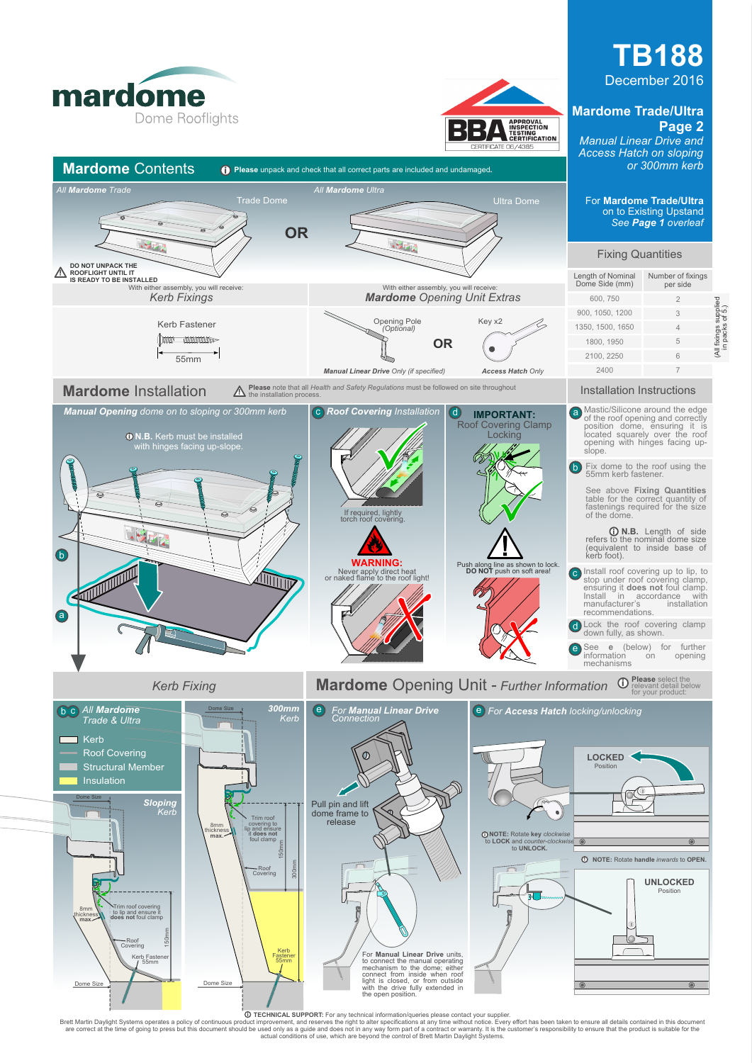# TB188

December 2016

**Mardome Trade/Ultra Page 2**

*Manual Linear Drive and Access Hatch on sloping or 300mm kerb*

For **Mardome Trade/Ultra** on to Existing Upstand *See **Page 1** overleaf*

mardome
Dome Rooflights

BBA APPROVAL INSPECTION TESTING CERTIFICATION
CERTIFICATE 06/4385

## Mardome Contents

ⓘ **Please** unpack and check that all correct parts are included and undamaged.

*All Mardome Trade* — Trade Dome

OR

*All Mardome Ultra* — Ultra Dome

⚠ **DO NOT UNPACK THE ROOFLIGHT UNTIL IT IS READY TO BE INSTALLED**

With either assembly, you will receive:
*Kerb Fixings*

Kerb Fastener
55mm

With either assembly, you will receive:
***Mardome** Opening Unit Extras*

Opening Pole *(Optional)*
*Manual Linear Drive Only (if specified)*

OR

Key x2
*Access Hatch Only*

## Fixing Quantities

| Length of Nominal Dome Side (mm) | Number of fixings per side |
|---|---|
| 600, 750 | 2 |
| 900, 1050, 1200 | 3 |
| 1350, 1500, 1650 | 4 |
| 1800, 1950 | 5 |
| 2100, 2250 | 6 |
| 2400 | 7 |

(All fixings supplied in packs of 5.)

## Mardome Installation

⚠ **Please** note that all *Health and Safety Regulations* must be followed on site throughout the installation process.

***Manual Opening** dome on to sloping or 300mm kerb*

ⓘ **N.B.** Kerb must be installed with hinges facing up-slope.

ⓒ ***Roof Covering** Installation*

If required, lightly torch roof covering.

**WARNING:**
Never apply direct heat or naked flame to the roof light!

ⓓ **IMPORTANT:**
Roof Covering Clamp Locking

Push along line as shown to lock.
**DO NOT** push on soft area!

## Installation Instructions

ⓐ Mastic/Silicone around the edge of the roof opening and correctly position dome, ensuring it is located squarely over the roof opening with hinges facing up-slope.

ⓑ Fix dome to the roof using the 55mm kerb fastener.

See above **Fixing Quantities** table for the correct quantity of fastenings required for the size of the dome.

ⓘ **N.B.** Length of side refers to the nominal dome size (equivalent to inside base of kerb foot).

ⓒ Install roof covering up to lip, to stop under roof covering clamp, ensuring it **does not** foul clamp. Install in accordance with manufacturer's installation recommendations.

ⓓ Lock the roof covering clamp down fully, as shown.

ⓔ See **e** (below) for further information on opening mechanisms

## Kerb Fixing

ⓑⓒ *All **Mardome** Trade & Ultra*

- Kerb
- Roof Covering
- Structural Member
- Insulation

*Sloping Kerb*

Dome Size
8mm thickness max.
Trim roof covering to lip and ensure it **does not** foul clamp
Roof Covering
Kerb Fastener 55mm
150mm
Dome Size

*300mm Kerb*

Dome Size
8mm thickness max.
Trim roof covering to lip and ensure it **does not** foul clamp
Roof Covering
150mm
300mm
Kerb Fastener 55mm
Dome Size

## Mardome Opening Unit - *Further Information*

ⓘ **Please** select the relevant detail below for your product:

ⓔ *For **Manual Linear Drive** Connection*

Pull pin and lift dome frame to release

For **Manual Linear Drive** units, to connect the manual operating mechanism to the dome; either connect from inside when roof light is closed, or from outside with the drive fully extended in the open position.

ⓔ *For **Access Hatch** locking/unlocking*

**LOCKED** Position

ⓘ **NOTE:** Rotate **key** *clockwise* to **LOCK** and *counter-clockwise* to **UNLOCK.**

ⓘ **NOTE:** Rotate **handle** *inwards* to **OPEN.**

**UNLOCKED** Position

ⓘ **TECHNICAL SUPPORT:** For any technical information/queries please contact your supplier.

Brett Martin Daylight Systems operates a policy of continuous product improvement, and reserves the right to alter specifications at any time without notice. Every effort has been taken to ensure all details contained in this document are correct at the time of going to press but this document should be used only as a guide and does not in any way form part of a contract or warranty. It is the customer's responsibility to ensure that the product is suitable for the actual conditions of use, which are beyond the control of Brett Martin Daylight Systems.